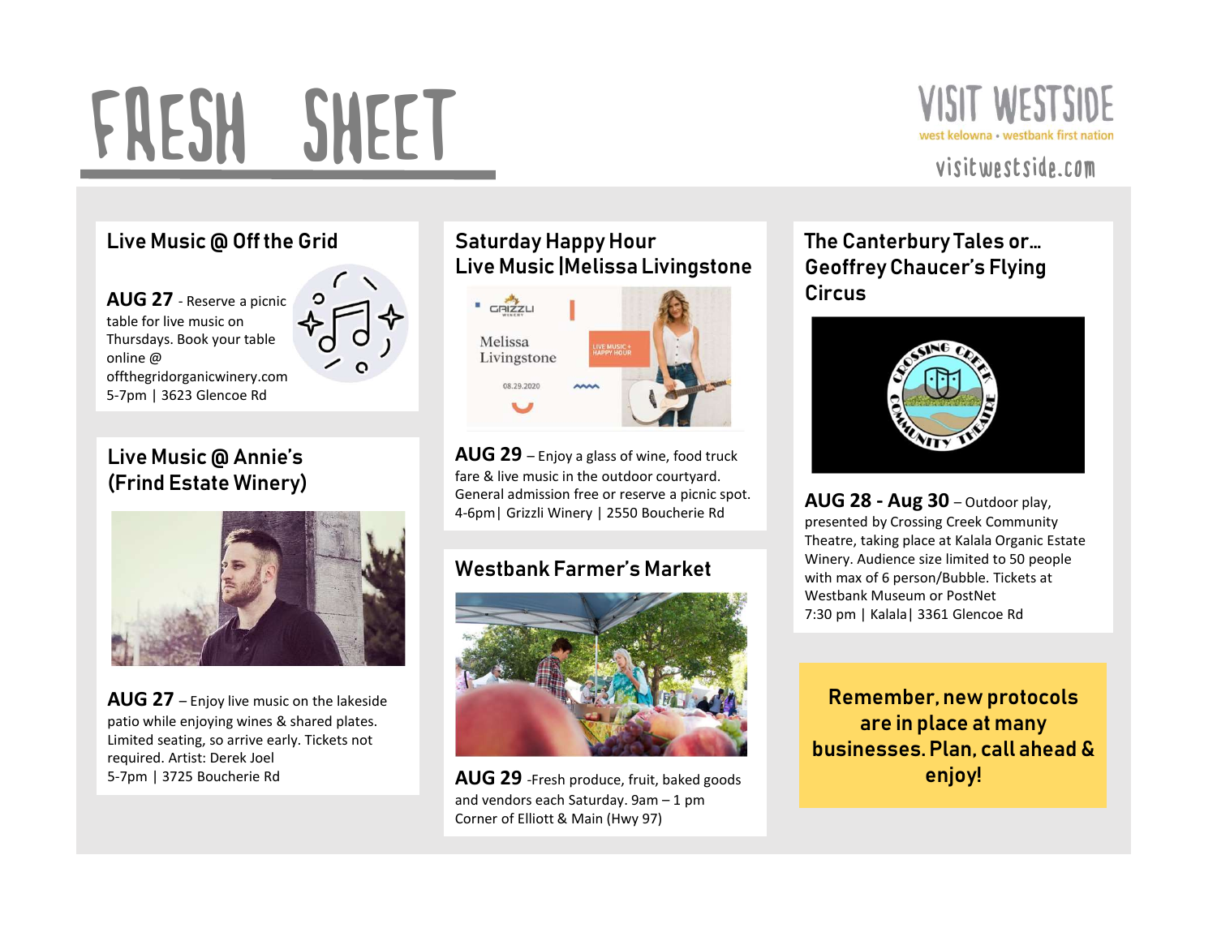# FRESH SHEET

VISIT WESTSIDE
west kelowna • westbank first nation
visitwestside.com

## Live Music @ Off the Grid

**AUG 27** - Reserve a picnic table for live music on Thursdays. Book your table online @ offthegridorganicwinery.com
5-7pm | 3623 Glencoe Rd

## Live Music @ Annie's (Frind Estate Winery)

**AUG 27** – Enjoy live music on the lakeside patio while enjoying wines & shared plates. Limited seating, so arrive early. Tickets not required. Artist: Derek Joel
5-7pm | 3725 Boucherie Rd

## Saturday Happy Hour Live Music |Melissa Livingstone

**AUG 29** – Enjoy a glass of wine, food truck fare & live music in the outdoor courtyard. General admission free or reserve a picnic spot.
4-6pm| Grizzli Winery | 2550 Boucherie Rd

## Westbank Farmer's Market

**AUG 29** -Fresh produce, fruit, baked goods and vendors each Saturday. 9am – 1 pm
Corner of Elliott & Main (Hwy 97)

## The Canterbury Tales or… Geoffrey Chaucer's Flying Circus

**AUG 28 - Aug 30** – Outdoor play, presented by Crossing Creek Community Theatre, taking place at Kalala Organic Estate Winery. Audience size limited to 50 people with max of 6 person/Bubble. Tickets at Westbank Museum or PostNet
7:30 pm | Kalala| 3361 Glencoe Rd

**Remember, new protocols are in place at many businesses. Plan, call ahead & enjoy!**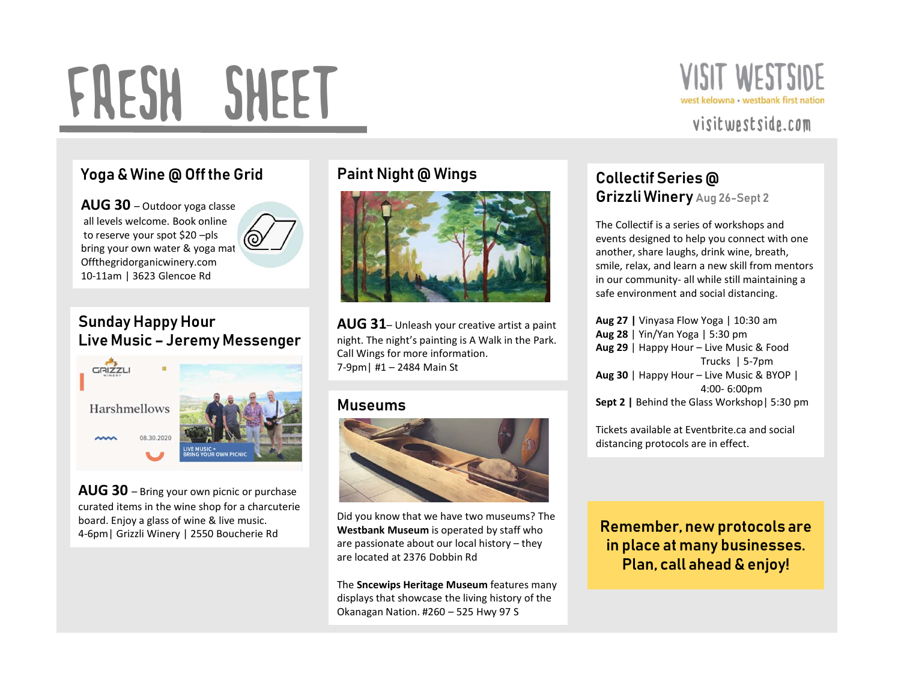# FRESH SHEET

VISIT WESTSIDE
west kelowna • westbank first nation
visitwestside.com

## Yoga & Wine @ Off the Grid

**AUG 30** – Outdoor yoga classe all levels welcome. Book online to reserve your spot $20 –pls bring your own water & yoga mat
Offthegridorganicwinery.com
10-11am | 3623 Glencoe Rd

## Sunday Happy Hour Live Music – Jeremy Messenger

GRIZZLI WINERY
Harshmellows
08.30.2020
LIVE MUSIC + BRING YOUR OWN PICNIC

**AUG 30** – Bring your own picnic or purchase curated items in the wine shop for a charcuterie board. Enjoy a glass of wine & live music.
4-6pm| Grizzli Winery | 2550 Boucherie Rd

## Paint Night @ Wings

**AUG 31**– Unleash your creative artist a paint night. The night's painting is A Walk in the Park. Call Wings for more information.
7-9pm| #1 – 2484 Main St

## Museums

Did you know that we have two museums? The **Westbank Museum** is operated by staff who are passionate about our local history – they are located at 2376 Dobbin Rd

The **Sncewips Heritage Museum** features many displays that showcase the living history of the Okanagan Nation. #260 – 525 Hwy 97 S

## Collectif Series @ Grizzli Winery Aug 26-Sept 2

The Collectif is a series of workshops and events designed to help you connect with one another, share laughs, drink wine, breath, smile, relax, and learn a new skill from mentors in our community- all while still maintaining a safe environment and social distancing.

**Aug 27 |** Vinyasa Flow Yoga | 10:30 am
**Aug 28** | Yin/Yan Yoga | 5:30 pm
**Aug 29** | Happy Hour – Live Music & Food Trucks | 5-7pm
**Aug 30** | Happy Hour – Live Music & BYOP | 4:00- 6:00pm
**Sept 2 |** Behind the Glass Workshop| 5:30 pm

Tickets available at Eventbrite.ca and social distancing protocols are in effect.

**Remember, new protocols are in place at many businesses. Plan, call ahead & enjoy!**